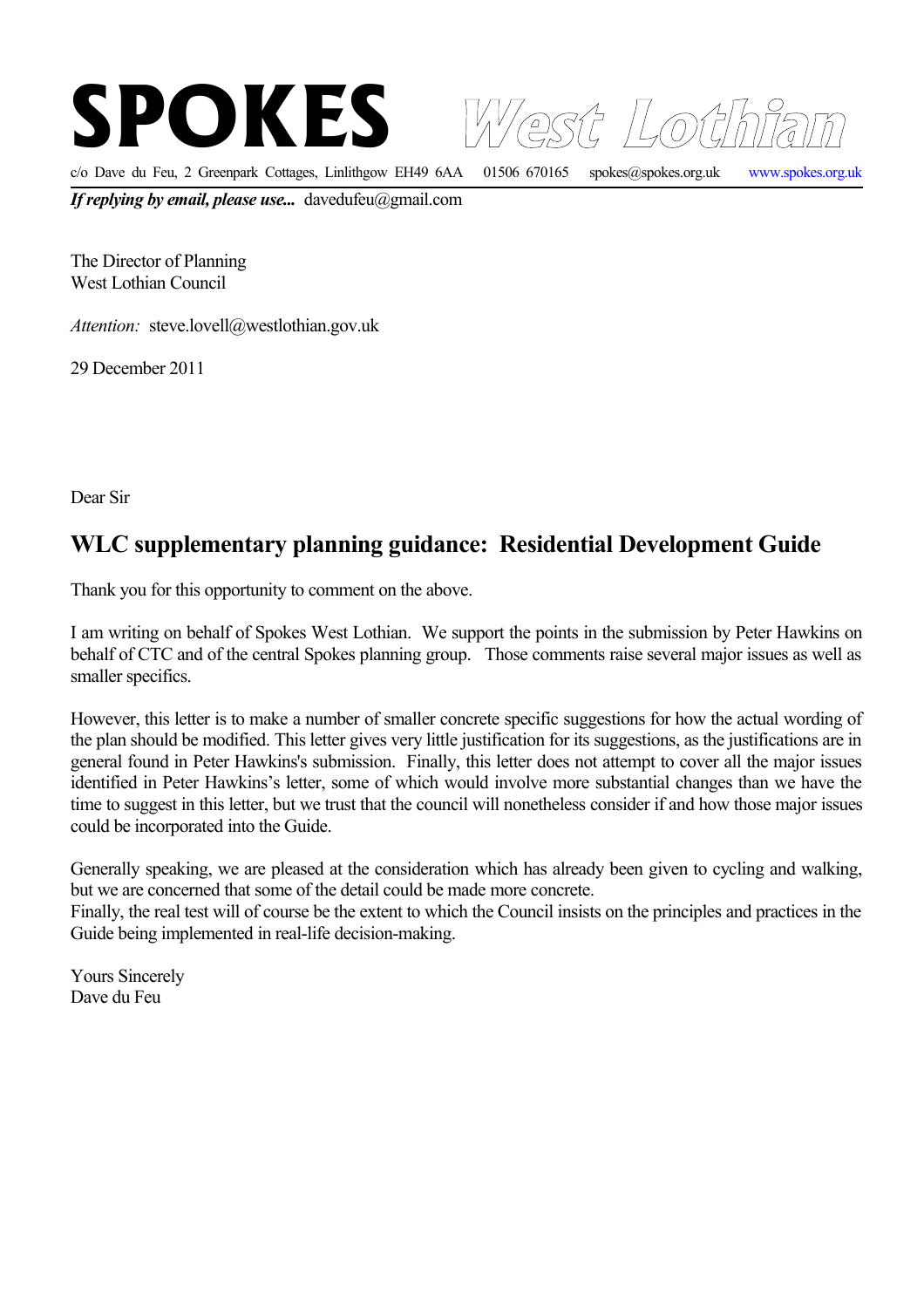# SPOKES *West Lothian*

c/o Dave du Feu, 2 Greenpark Cottages, Linlithgow EH49 6AA 01506 670165 spokes@spokes.org.uk www.spokes.org.uk

***If replying by email, please use...*** davedufeu@gmail.com

The Director of Planning
West Lothian Council

*Attention:* steve.lovell@westlothian.gov.uk

29 December 2011

Dear Sir

## WLC supplementary planning guidance: Residential Development Guide

Thank you for this opportunity to comment on the above.

I am writing on behalf of Spokes West Lothian. We support the points in the submission by Peter Hawkins on behalf of CTC and of the central Spokes planning group. Those comments raise several major issues as well as smaller specifics.

However, this letter is to make a number of smaller concrete specific suggestions for how the actual wording of the plan should be modified. This letter gives very little justification for its suggestions, as the justifications are in general found in Peter Hawkins's submission. Finally, this letter does not attempt to cover all the major issues identified in Peter Hawkins's letter, some of which would involve more substantial changes than we have the time to suggest in this letter, but we trust that the council will nonetheless consider if and how those major issues could be incorporated into the Guide.

Generally speaking, we are pleased at the consideration which has already been given to cycling and walking, but we are concerned that some of the detail could be made more concrete.
Finally, the real test will of course be the extent to which the Council insists on the principles and practices in the Guide being implemented in real-life decision-making.

Yours Sincerely
Dave du Feu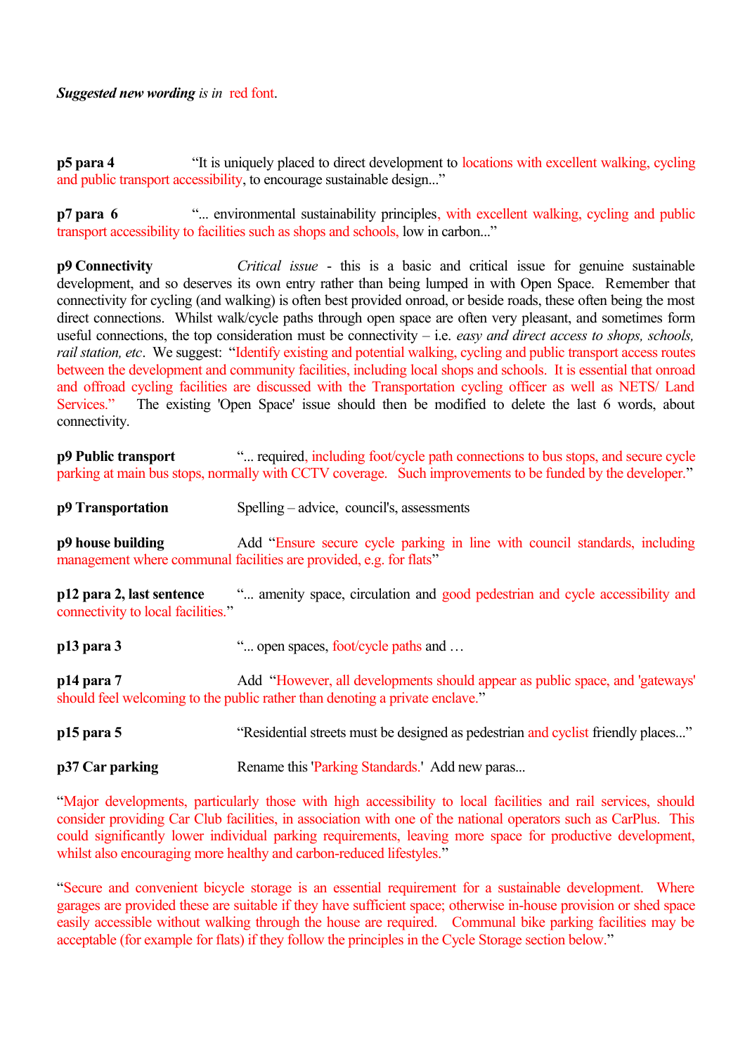***Suggested new wording** is in* red font.

**p5 para 4** "It is uniquely placed to direct development to locations with excellent walking, cycling and public transport accessibility, to encourage sustainable design..."

**p7 para 6** "... environmental sustainability principles, with excellent walking, cycling and public transport accessibility to facilities such as shops and schools, low in carbon..."

**p9 Connectivity** *Critical issue* - this is a basic and critical issue for genuine sustainable development, and so deserves its own entry rather than being lumped in with Open Space. Remember that connectivity for cycling (and walking) is often best provided onroad, or beside roads, these often being the most direct connections. Whilst walk/cycle paths through open space are often very pleasant, and sometimes form useful connections, the top consideration must be connectivity – i.e. *easy and direct access to shops, schools, rail station, etc*. We suggest: "Identify existing and potential walking, cycling and public transport access routes between the development and community facilities, including local shops and schools. It is essential that onroad and offroad cycling facilities are discussed with the Transportation cycling officer as well as NETS/ Land Services." The existing 'Open Space' issue should then be modified to delete the last 6 words, about connectivity.

**p9 Public transport** "... required, including foot/cycle path connections to bus stops, and secure cycle parking at main bus stops, normally with CCTV coverage. Such improvements to be funded by the developer."

**p9 Transportation** Spelling – advice, council's, assessments

**p9 house building** Add "Ensure secure cycle parking in line with council standards, including management where communal facilities are provided, e.g. for flats"

**p12 para 2, last sentence** "... amenity space, circulation and good pedestrian and cycle accessibility and connectivity to local facilities."

**p13 para 3** "... open spaces, foot/cycle paths and …

**p14 para 7** Add "However, all developments should appear as public space, and 'gateways' should feel welcoming to the public rather than denoting a private enclave."

**p15 para 5** "Residential streets must be designed as pedestrian and cyclist friendly places..."

**p37 Car parking** Rename this 'Parking Standards.' Add new paras...

"Major developments, particularly those with high accessibility to local facilities and rail services, should consider providing Car Club facilities, in association with one of the national operators such as CarPlus. This could significantly lower individual parking requirements, leaving more space for productive development, whilst also encouraging more healthy and carbon-reduced lifestyles."

"Secure and convenient bicycle storage is an essential requirement for a sustainable development. Where garages are provided these are suitable if they have sufficient space; otherwise in-house provision or shed space easily accessible without walking through the house are required. Communal bike parking facilities may be acceptable (for example for flats) if they follow the principles in the Cycle Storage section below."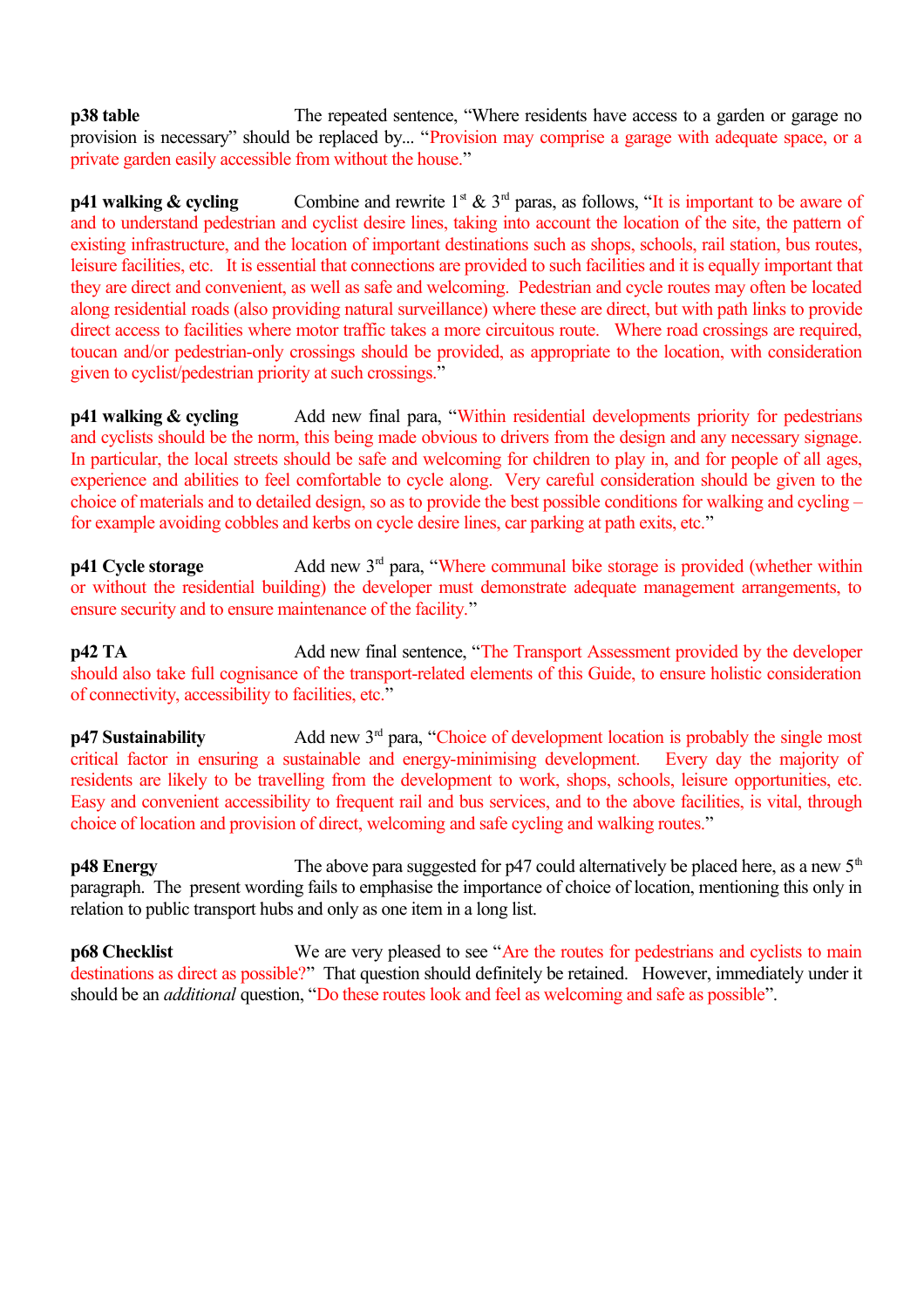**p38 table** The repeated sentence, "Where residents have access to a garden or garage no provision is necessary" should be replaced by... "Provision may comprise a garage with adequate space, or a private garden easily accessible from without the house."

**p41 walking & cycling** Combine and rewrite 1st & 3rd paras, as follows, "It is important to be aware of and to understand pedestrian and cyclist desire lines, taking into account the location of the site, the pattern of existing infrastructure, and the location of important destinations such as shops, schools, rail station, bus routes, leisure facilities, etc. It is essential that connections are provided to such facilities and it is equally important that they are direct and convenient, as well as safe and welcoming. Pedestrian and cycle routes may often be located along residential roads (also providing natural surveillance) where these are direct, but with path links to provide direct access to facilities where motor traffic takes a more circuitous route. Where road crossings are required, toucan and/or pedestrian-only crossings should be provided, as appropriate to the location, with consideration given to cyclist/pedestrian priority at such crossings."

**p41 walking & cycling** Add new final para, "Within residential developments priority for pedestrians and cyclists should be the norm, this being made obvious to drivers from the design and any necessary signage. In particular, the local streets should be safe and welcoming for children to play in, and for people of all ages, experience and abilities to feel comfortable to cycle along. Very careful consideration should be given to the choice of materials and to detailed design, so as to provide the best possible conditions for walking and cycling – for example avoiding cobbles and kerbs on cycle desire lines, car parking at path exits, etc."

**p41 Cycle storage** Add new 3rd para, "Where communal bike storage is provided (whether within or without the residential building) the developer must demonstrate adequate management arrangements, to ensure security and to ensure maintenance of the facility."

**p42 TA** Add new final sentence, "The Transport Assessment provided by the developer should also take full cognisance of the transport-related elements of this Guide, to ensure holistic consideration of connectivity, accessibility to facilities, etc."

**p47 Sustainability** Add new 3rd para, "Choice of development location is probably the single most critical factor in ensuring a sustainable and energy-minimising development. Every day the majority of residents are likely to be travelling from the development to work, shops, schools, leisure opportunities, etc. Easy and convenient accessibility to frequent rail and bus services, and to the above facilities, is vital, through choice of location and provision of direct, welcoming and safe cycling and walking routes."

**p48 Energy** The above para suggested for p47 could alternatively be placed here, as a new 5th paragraph. The present wording fails to emphasise the importance of choice of location, mentioning this only in relation to public transport hubs and only as one item in a long list.

**p68 Checklist** We are very pleased to see "Are the routes for pedestrians and cyclists to main destinations as direct as possible?" That question should definitely be retained. However, immediately under it should be an *additional* question, "Do these routes look and feel as welcoming and safe as possible".